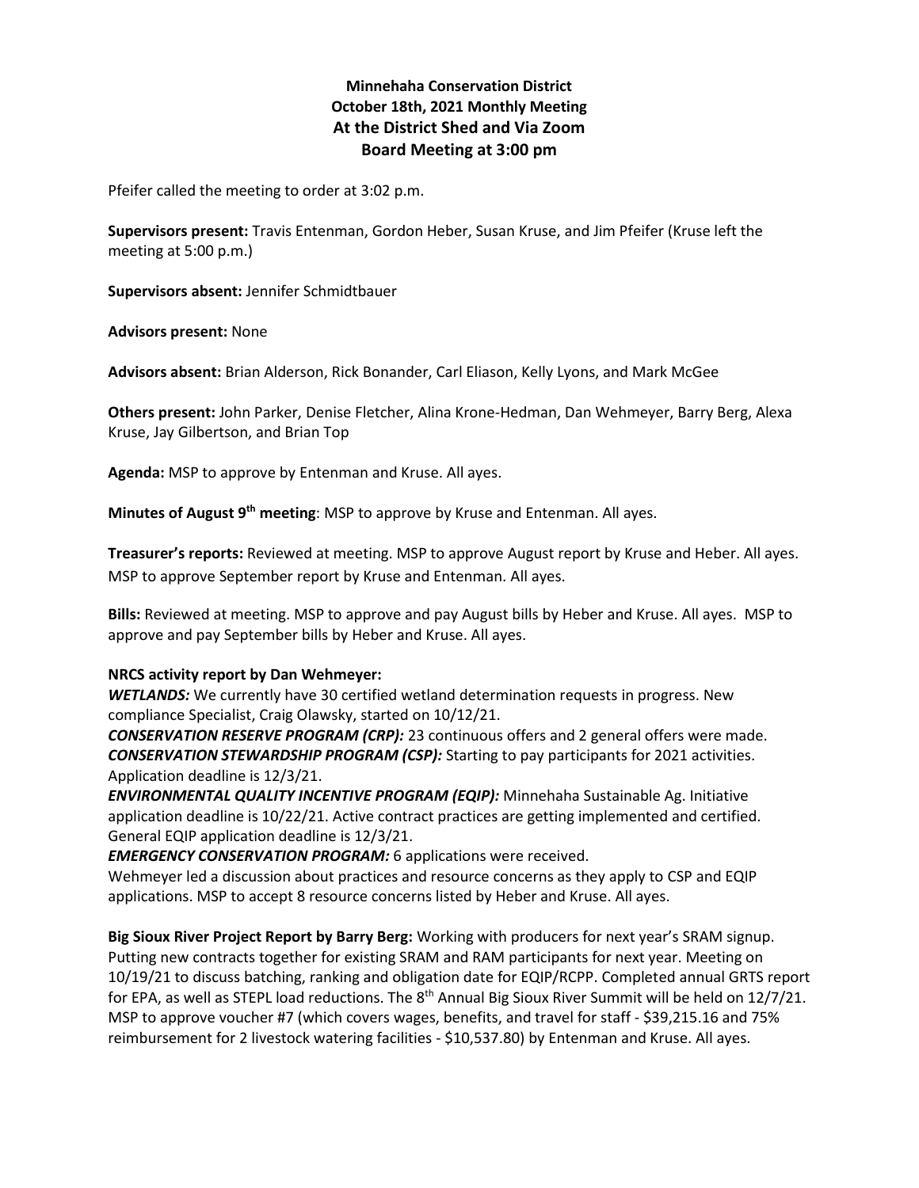**Minnehaha Conservation District**
**October 18th, 2021 Monthly Meeting**
**At the District Shed and Via Zoom**
**Board Meeting at 3:00 pm**

Pfeifer called the meeting to order at 3:02 p.m.

**Supervisors present:** Travis Entenman, Gordon Heber, Susan Kruse, and Jim Pfeifer (Kruse left the meeting at 5:00 p.m.)

**Supervisors absent:** Jennifer Schmidtbauer

**Advisors present:** None

**Advisors absent:** Brian Alderson, Rick Bonander, Carl Eliason, Kelly Lyons, and Mark McGee

**Others present:** John Parker, Denise Fletcher, Alina Krone-Hedman, Dan Wehmeyer, Barry Berg, Alexa Kruse, Jay Gilbertson, and Brian Top

**Agenda:** MSP to approve by Entenman and Kruse. All ayes.

**Minutes of August 9th meeting**: MSP to approve by Kruse and Entenman. All ayes.

**Treasurer's reports:** Reviewed at meeting. MSP to approve August report by Kruse and Heber. All ayes. MSP to approve September report by Kruse and Entenman. All ayes.

**Bills:** Reviewed at meeting. MSP to approve and pay August bills by Heber and Kruse. All ayes. MSP to approve and pay September bills by Heber and Kruse. All ayes.

**NRCS activity report by Dan Wehmeyer:**
***WETLANDS:*** We currently have 30 certified wetland determination requests in progress. New compliance Specialist, Craig Olawsky, started on 10/12/21.
***CONSERVATION RESERVE PROGRAM (CRP):*** 23 continuous offers and 2 general offers were made.
***CONSERVATION STEWARDSHIP PROGRAM (CSP):*** Starting to pay participants for 2021 activities. Application deadline is 12/3/21.
***ENVIRONMENTAL QUALITY INCENTIVE PROGRAM (EQIP):*** Minnehaha Sustainable Ag. Initiative application deadline is 10/22/21. Active contract practices are getting implemented and certified. General EQIP application deadline is 12/3/21.
***EMERGENCY CONSERVATION PROGRAM:*** 6 applications were received.
Wehmeyer led a discussion about practices and resource concerns as they apply to CSP and EQIP applications. MSP to accept 8 resource concerns listed by Heber and Kruse. All ayes.

**Big Sioux River Project Report by Barry Berg:** Working with producers for next year's SRAM signup. Putting new contracts together for existing SRAM and RAM participants for next year. Meeting on 10/19/21 to discuss batching, ranking and obligation date for EQIP/RCPP. Completed annual GRTS report for EPA, as well as STEPL load reductions. The 8th Annual Big Sioux River Summit will be held on 12/7/21. MSP to approve voucher #7 (which covers wages, benefits, and travel for staff - $39,215.16 and 75% reimbursement for 2 livestock watering facilities - $10,537.80) by Entenman and Kruse. All ayes.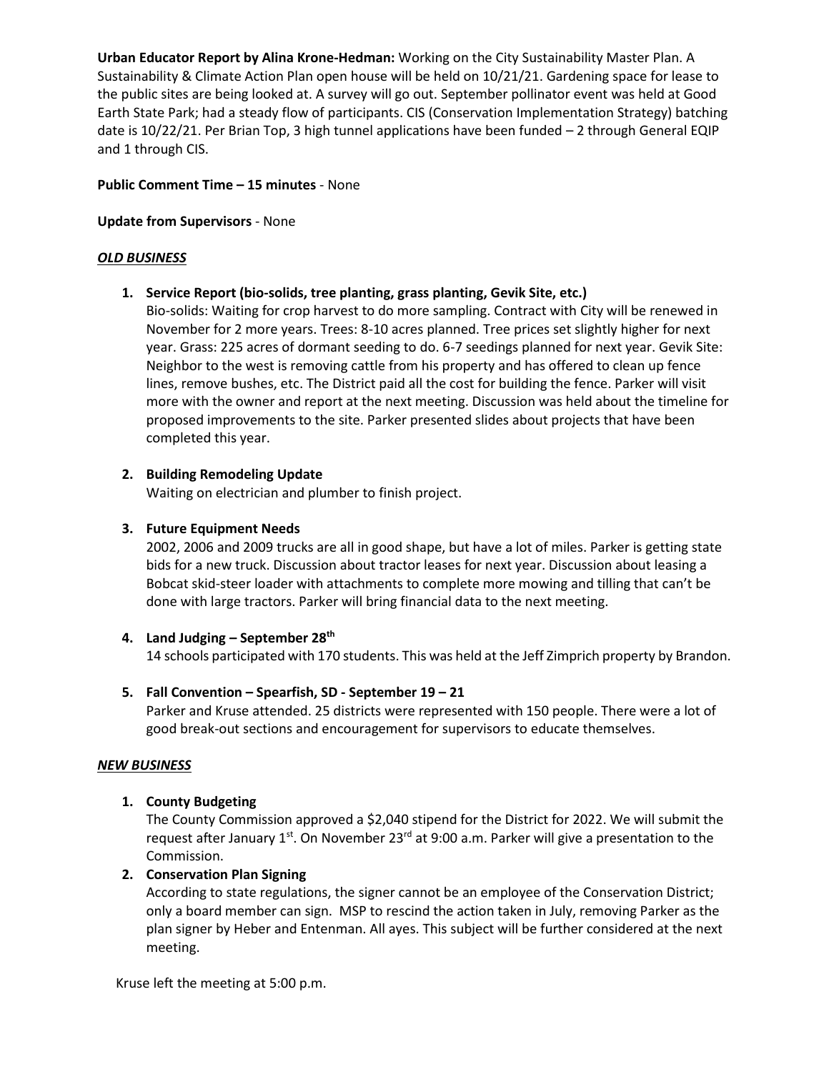**Urban Educator Report by Alina Krone-Hedman:** Working on the City Sustainability Master Plan. A Sustainability & Climate Action Plan open house will be held on 10/21/21. Gardening space for lease to the public sites are being looked at. A survey will go out. September pollinator event was held at Good Earth State Park; had a steady flow of participants. CIS (Conservation Implementation Strategy) batching date is 10/22/21. Per Brian Top, 3 high tunnel applications have been funded – 2 through General EQIP and 1 through CIS.

**Public Comment Time – 15 minutes** - None

**Update from Supervisors** - None

***OLD BUSINESS***

1. **Service Report (bio-solids, tree planting, grass planting, Gevik Site, etc.)**
   Bio-solids: Waiting for crop harvest to do more sampling. Contract with City will be renewed in November for 2 more years. Trees: 8-10 acres planned. Tree prices set slightly higher for next year. Grass: 225 acres of dormant seeding to do. 6-7 seedings planned for next year. Gevik Site: Neighbor to the west is removing cattle from his property and has offered to clean up fence lines, remove bushes, etc. The District paid all the cost for building the fence. Parker will visit more with the owner and report at the next meeting. Discussion was held about the timeline for proposed improvements to the site. Parker presented slides about projects that have been completed this year.

2. **Building Remodeling Update**
   Waiting on electrician and plumber to finish project.

3. **Future Equipment Needs**
   2002, 2006 and 2009 trucks are all in good shape, but have a lot of miles. Parker is getting state bids for a new truck. Discussion about tractor leases for next year. Discussion about leasing a Bobcat skid-steer loader with attachments to complete more mowing and tilling that can't be done with large tractors. Parker will bring financial data to the next meeting.

4. **Land Judging – September 28th**
   14 schools participated with 170 students. This was held at the Jeff Zimprich property by Brandon.

5. **Fall Convention – Spearfish, SD - September 19 – 21**
   Parker and Kruse attended. 25 districts were represented with 150 people. There were a lot of good break-out sections and encouragement for supervisors to educate themselves.

***NEW BUSINESS***

1. **County Budgeting**
   The County Commission approved a $2,040 stipend for the District for 2022. We will submit the request after January 1st. On November 23rd at 9:00 a.m. Parker will give a presentation to the Commission.
2. **Conservation Plan Signing**
   According to state regulations, the signer cannot be an employee of the Conservation District; only a board member can sign. MSP to rescind the action taken in July, removing Parker as the plan signer by Heber and Entenman. All ayes. This subject will be further considered at the next meeting.

Kruse left the meeting at 5:00 p.m.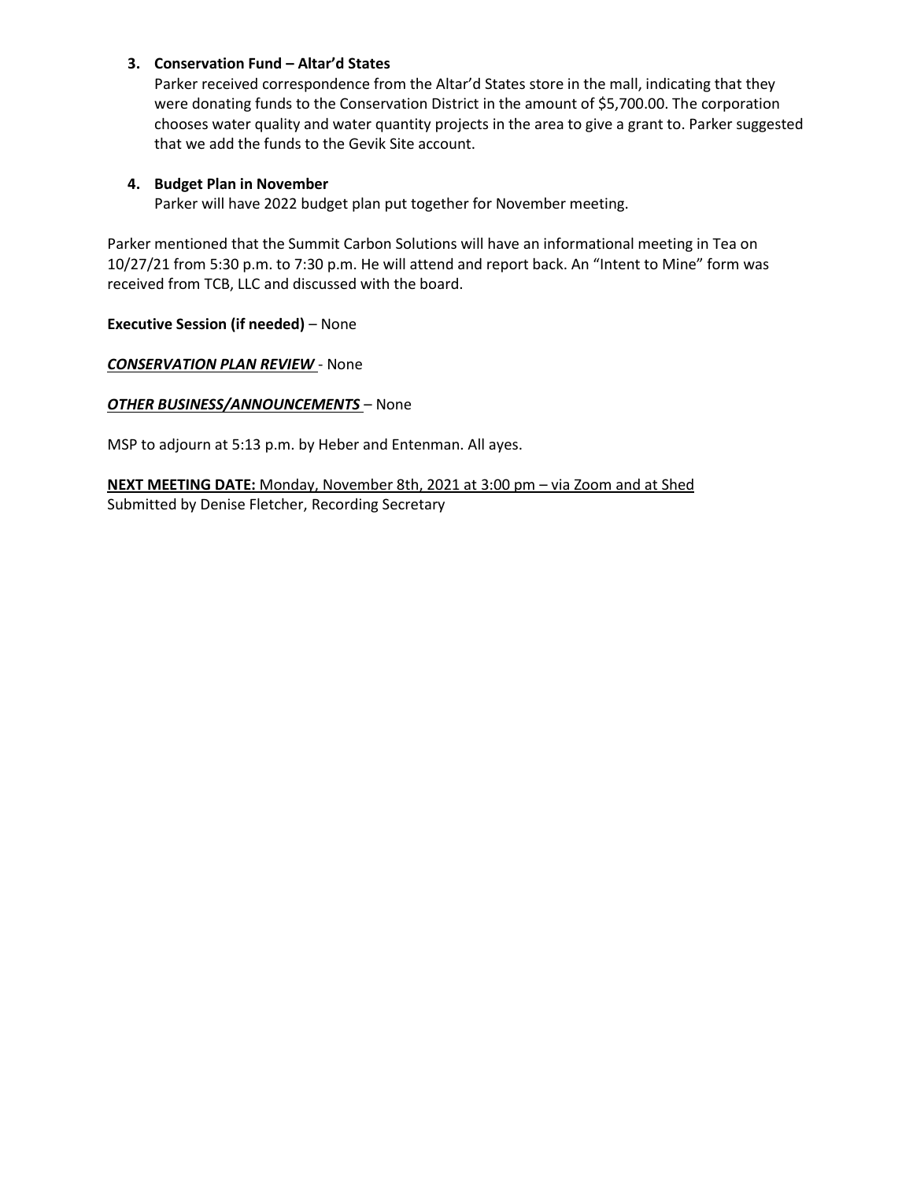3. **Conservation Fund – Altar'd States**
   Parker received correspondence from the Altar'd States store in the mall, indicating that they were donating funds to the Conservation District in the amount of $5,700.00. The corporation chooses water quality and water quantity projects in the area to give a grant to. Parker suggested that we add the funds to the Gevik Site account.

4. **Budget Plan in November**
   Parker will have 2022 budget plan put together for November meeting.

Parker mentioned that the Summit Carbon Solutions will have an informational meeting in Tea on 10/27/21 from 5:30 p.m. to 7:30 p.m. He will attend and report back. An "Intent to Mine" form was received from TCB, LLC and discussed with the board.

**Executive Session (if needed)** – None

***CONSERVATION PLAN REVIEW*** - None

***OTHER BUSINESS/ANNOUNCEMENTS*** – None

MSP to adjourn at 5:13 p.m. by Heber and Entenman. All ayes.

**NEXT MEETING DATE:** Monday, November 8th, 2021 at 3:00 pm – via Zoom and at Shed
Submitted by Denise Fletcher, Recording Secretary